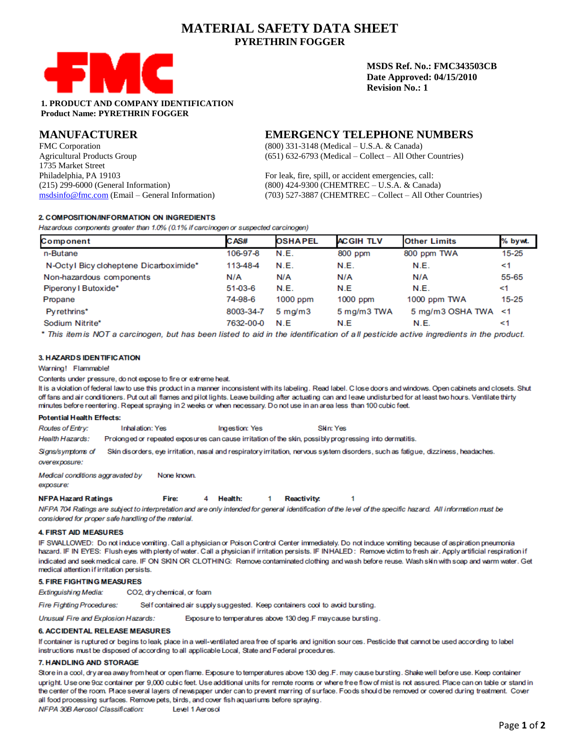# MATERIAL SAFETY DATA SHEET
## PYRETHRIN FOGGER

**MSDS Ref. No.: FMC343503CB**
**Date Approved: 04/15/2010**
**Revision No.: 1**

**1. PRODUCT AND COMPANY IDENTIFICATION**
**Product Name: PYRETHRIN FOGGER**

## MANUFACTURER

FMC Corporation
Agricultural Products Group
1735 Market Street
Philadelphia, PA 19103
(215) 299-6000 (General Information)
msdsinfo@fmc.com (Email – General Information)

## EMERGENCY TELEPHONE NUMBERS

(800) 331-3148 (Medical – U.S.A. & Canada)
(651) 632-6793 (Medical – Collect – All Other Countries)

For leak, fire, spill, or accident emergencies, call:
(800) 424-9300 (CHEMTREC – U.S.A. & Canada)
(703) 527-3887 (CHEMTREC – Collect – All Other Countries)

**2. COMPOSITION/INFORMATION ON INGREDIENTS**

*Hazardous components greater than 1.0% (0.1% if carcinogen or suspected carcinogen)*

| Component | CAS# | OSHA PEL | ACGIH TLV | Other Limits | % by wt. |
|---|---|---|---|---|---|
| n-Butane | 106-97-8 | N.E. | 800 ppm | 800 ppm TWA | 15-25 |
| N-Octyl Bicycloheptene Dicarboximide* | 113-48-4 | N.E. | N.E. | N.E. | <1 |
| Non-hazardous components | N/A | N/A | N/A | N/A | 55-65 |
| Piperonyl Butoxide* | 51-03-6 | N.E. | N.E | N.E. | <1 |
| Propane | 74-98-6 | 1000 ppm | 1000 ppm | 1000 ppm TWA | 15-25 |
| Pyrethrins* | 8003-34-7 | 5 mg/m3 | 5 mg/m3 TWA | 5 mg/m3 OSHA TWA | <1 |
| Sodium Nitrite* | 7632-00-0 | N.E | N.E | N.E. | <1 |

\* *This item is NOT a carcinogen, but has been listed to aid in the identification of all pesticide active ingredients in the product.*

**3. HAZARDS IDENTIFICATION**

Warning! Flammable!

Contents under pressure, do not expose to fire or extreme heat.

It is a violation of federal law to use this product in a manner inconsistent with its labeling. Read label. Close doors and windows. Open cabinets and closets. Shut off fans and air conditioners. Put out all flames and pilot lights. Leave building after actuating can and leave undisturbed for at least two hours. Ventilate thirty minutes before reentering. Repeat spraying in 2 weeks or when necessary. Do not use in an area less than 100 cubic feet.

**Potential Health Effects:**

*Routes of Entry:* Inhalation: Yes  Ingestion: Yes  Skin: Yes

*Health Hazards:* Prolonged or repeated exposures can cause irritation of the skin, possibly progressing into dermatitis.

*Signs/symptoms of overexposure:* Skin disorders, eye irritation, nasal and respiratory irritation, nervous system disorders, such as fatigue, dizziness, headaches.

*Medical conditions aggravated by exposure:* None known.

**NFPA Hazard Ratings**  **Fire:** 4  **Health:** 1  **Reactivity:** 1

*NFPA 704 Ratings are subject to interpretation and are only intended for general identification of the level of the specific hazard. All information must be considered for proper safe handling of the material.*

**4. FIRST AID MEASURES**

IF SWALLOWED: Do not induce vomiting. Call a physician or Poison Control Center immediately. Do not induce vomiting because of aspiration pneumonia hazard. IF IN EYES: Flush eyes with plenty of water. Call a physician if irritation persists. IF INHALED: Remove victim to fresh air. Apply artificial respiration if indicated and seek medical care. IF ON SKIN OR CLOTHING: Remove contaminated clothing and wash before reuse. Wash skin with soap and warm water. Get medical attention if irritation persists.

**5. FIRE FIGHTING MEASURES**

*Extinguishing Media:* CO2, dry chemical, or foam

*Fire Fighting Procedures:* Self contained air supply suggested. Keep containers cool to avoid bursting.

*Unusual Fire and Explosion Hazards:* Exposure to temperatures above 130 deg.F may cause bursting.

**6. ACCIDENTAL RELEASE MEASURES**

If container is ruptured or begins to leak, place in a well-ventilated area free of sparks and ignition sources. Pesticide that cannot be used according to label instructions must be disposed of according to all applicable Local, State and Federal procedures.

**7. HANDLING AND STORAGE**

Store in a cool, dry area away from heat or open flame. Exposure to temperatures above 130 deg.F. may cause bursting. Shake well before use. Keep container upright. Use one 9oz container per 9,000 cubic feet. Use additional units for remote rooms or where free flow of mist is not assured. Place can on table or stand in the center of the room. Place several layers of newspaper under can to prevent marring of surface. Foods should be removed or covered during treatment. Cover all food processing surfaces. Remove pets, birds, and cover fish aquariums before spraying.

*NFPA 30B Aerosol Classification:* Level 1 Aerosol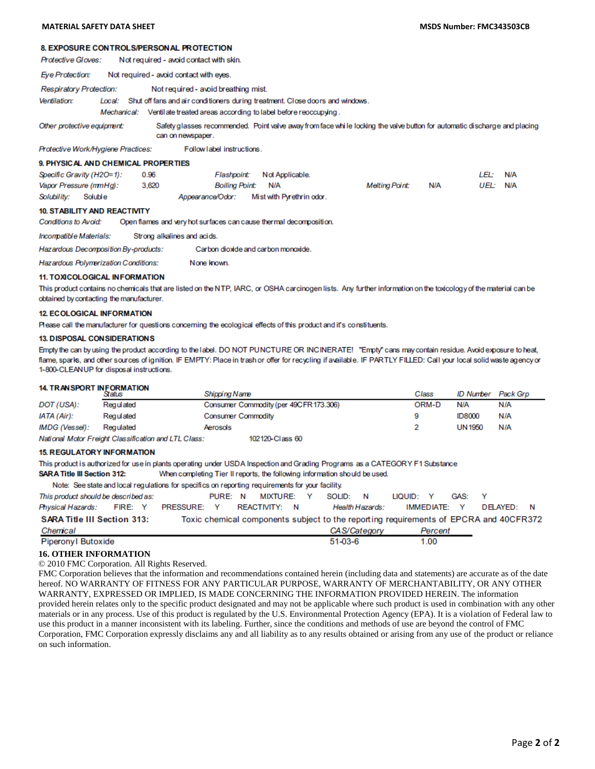## 8. EXPOSURE CONTROLS/PERSONAL PROTECTION

*Protective Gloves:* Not required - avoid contact with skin.

*Eye Protection:* Not required - avoid contact with eyes.

*Respiratory Protection:* Not required - avoid breathing mist.

*Ventilation:* *Local:* Shut off fans and air conditioners during treatment. Close doors and windows.
*Mechanical:* Ventilate treated areas according to label before reoccupying.

*Other protective equipment:* Safety glasses recommended. Point valve away from face while locking the valve button for automatic discharge and placing can on newspaper.

*Protective Work/Hygiene Practices:* Follow label instructions.

## 9. PHYSICAL AND CHEMICAL PROPERTIES

| | | | | | | | |
|---|---|---|---|---|---|---|---|
| *Specific Gravity (H2O=1):* | 0.96 | *Flashpoint:* | Not Applicable. | | | *LEL:* | N/A |
| *Vapor Pressure (mmHg):* | 3,620 | *Boiling Point:* | N/A | *Melting Point:* | N/A | *UEL:* | N/A |
| *Solubility:* | Soluble | *Appearance/Odor:* | Mist with Pyrethrin odor. | | | | |

## 10. STABILITY AND REACTIVITY

*Conditions to Avoid:* Open flames and very hot surfaces can cause thermal decomposition.

*Incompatible Materials:* Strong alkalines and acids.

*Hazardous Decomposition By-products:* Carbon dioxide and carbon monoxide.

*Hazardous Polymerization Conditions:* None known.

## 11. TOXICOLOGICAL INFORMATION

This product contains no chemicals that are listed on the NTP, IARC, or OSHA carcinogen lists. Any further information on the toxicology of the material can be obtained by contacting the manufacturer.

## 12. ECOLOGICAL INFORMATION

Please call the manufacturer for questions concerning the ecological effects of this product and it's constituents.

## 13. DISPOSAL CONSIDERATIONS

Empty the can by using the product according to the label. DO NOT PUNCTURE OR INCINERATE! "Empty" cans may contain residue. Avoid exposure to heat, flame, sparks, and other sources of ignition. IF EMPTY: Place in trash or offer for recycling if available. IF PARTLY FILLED: Call your local solid waste agency or 1-800-CLEANUP for disposal instructions.

## 14. TRANSPORT INFORMATION

| | *Status* | *Shipping Name* | *Class* | *ID Number* | *Pack Grp* |
|---|---|---|---|---|---|
| *DOT (USA):* | Regulated | Consumer Commodity (per 49CFR 173.306) | ORM-D | N/A | N/A |
| *IATA (Air):* | Regulated | Consumer Commodity | 9 | ID8000 | N/A |
| *IMDG (Vessel):* | Regulated | Aerosols | 2 | UN1950 | N/A |

*National Motor Freight Classification and LTL Class:* 102120-Class 60

## 15. REGULATORY INFORMATION

This product is authorized for use in plants operating under USDA Inspection and Grading Programs as a CATEGORY F1 Substance

**SARA Title III Section 312:** When completing Tier II reports, the following information should be used.

Note: See state and local regulations for specifics on reporting requirements for your facility.

*This product should be described as:* PURE: N MIXTURE: Y SOLID: N LIQUID: Y GAS: Y

*Physical Hazards:* FIRE: Y PRESSURE: Y REACTIVITY: N *Health Hazards:* IMMEDIATE: Y DELAYED: N

**SARA Title III Section 313:** Toxic chemical components subject to the reporting requirements of EPCRA and 40CFR372

| *Chemical* | *CAS/Category* | *Percent* |
|---|---|---|
| Piperonyl Butoxide | 51-03-6 | 1.00 |

## 16. OTHER INFORMATION

© 2010 FMC Corporation. All Rights Reserved.

FMC Corporation believes that the information and recommendations contained herein (including data and statements) are accurate as of the date hereof. NO WARRANTY OF FITNESS FOR ANY PARTICULAR PURPOSE, WARRANTY OF MERCHANTABILITY, OR ANY OTHER WARRANTY, EXPRESSED OR IMPLIED, IS MADE CONCERNING THE INFORMATION PROVIDED HEREIN. The information provided herein relates only to the specific product designated and may not be applicable where such product is used in combination with any other materials or in any process. Use of this product is regulated by the U.S. Environmental Protection Agency (EPA). It is a violation of Federal law to use this product in a manner inconsistent with its labeling. Further, since the conditions and methods of use are beyond the control of FMC Corporation, FMC Corporation expressly disclaims any and all liability as to any results obtained or arising from any use of the product or reliance on such information.